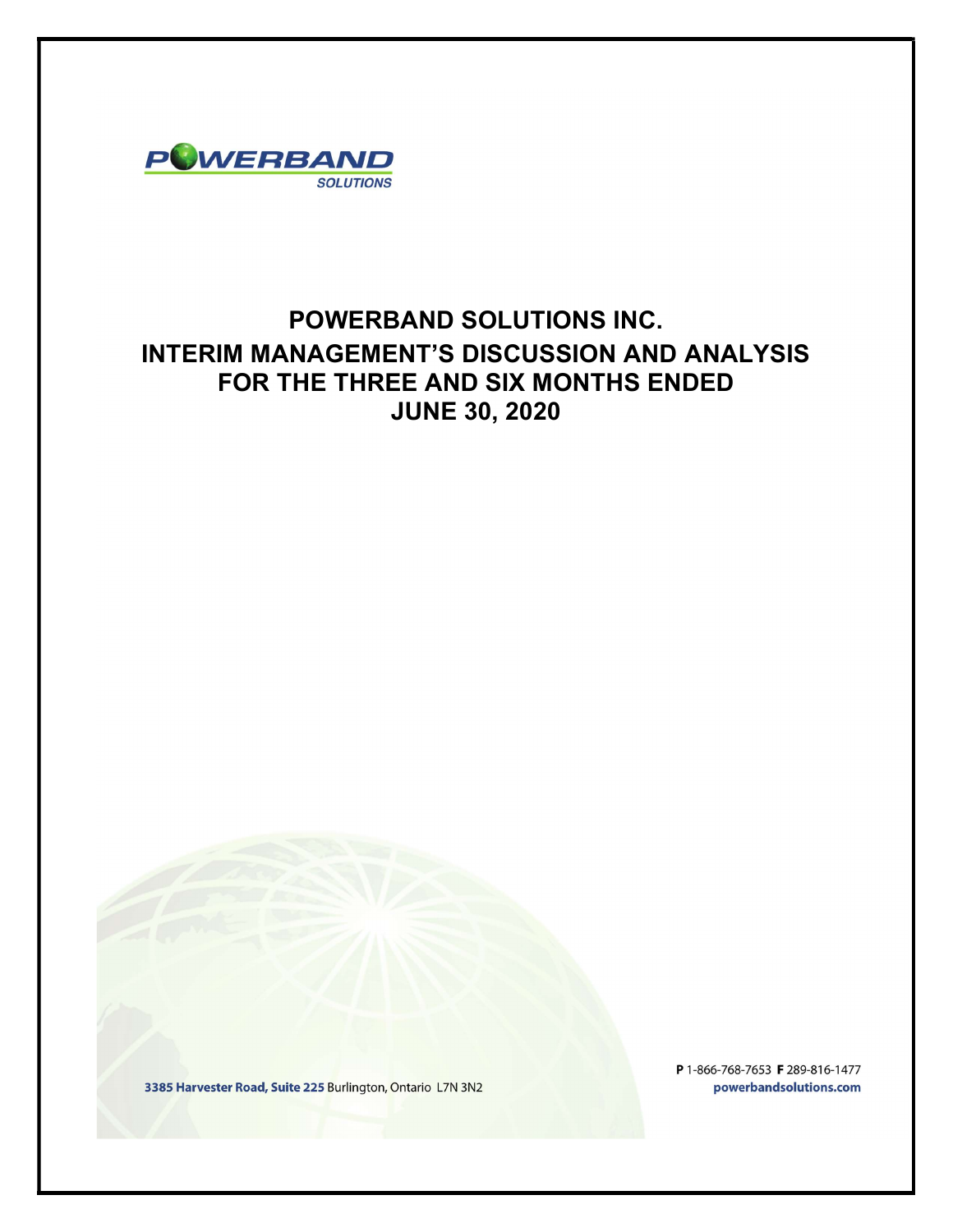POWERBAND SOLUTIONS

# POWERBAND SOLUTIONS INC.
# INTERIM MANAGEMENT'S DISCUSSION AND ANALYSIS
# FOR THE THREE AND SIX MONTHS ENDED
# JUNE 30, 2020

**3385 Harvester Road, Suite 225** Burlington, Ontario L7N 3N2

**P** 1-866-768-7653 **F** 289-816-1477
**powerbandsolutions.com**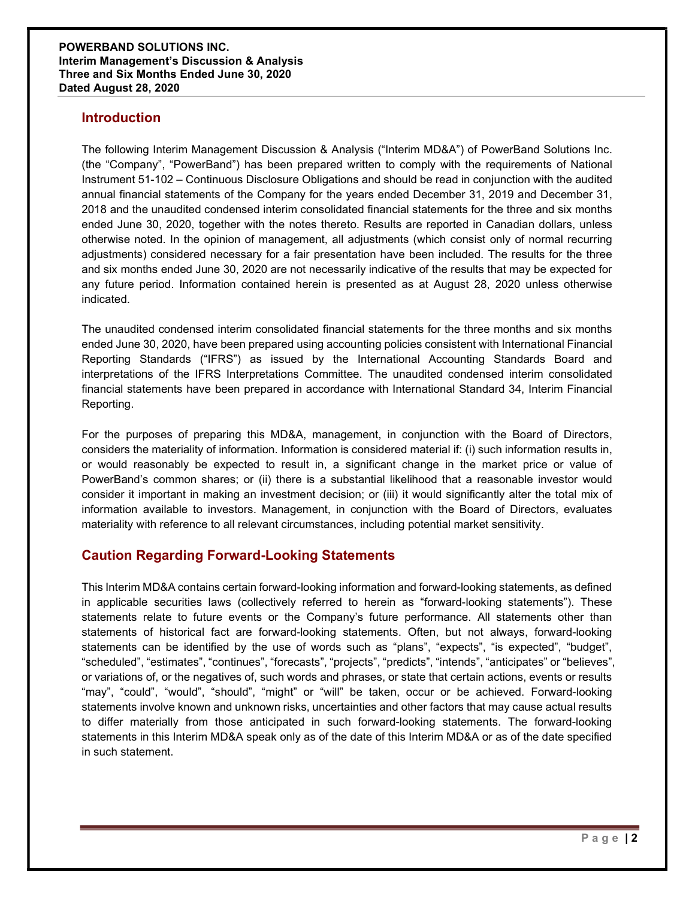## Introduction

The following Interim Management Discussion & Analysis ("Interim MD&A") of PowerBand Solutions Inc. (the "Company", "PowerBand") has been prepared written to comply with the requirements of National Instrument 51-102 – Continuous Disclosure Obligations and should be read in conjunction with the audited annual financial statements of the Company for the years ended December 31, 2019 and December 31, 2018 and the unaudited condensed interim consolidated financial statements for the three and six months ended June 30, 2020, together with the notes thereto. Results are reported in Canadian dollars, unless otherwise noted. In the opinion of management, all adjustments (which consist only of normal recurring adjustments) considered necessary for a fair presentation have been included. The results for the three and six months ended June 30, 2020 are not necessarily indicative of the results that may be expected for any future period. Information contained herein is presented as at August 28, 2020 unless otherwise indicated.

The unaudited condensed interim consolidated financial statements for the three months and six months ended June 30, 2020, have been prepared using accounting policies consistent with International Financial Reporting Standards ("IFRS") as issued by the International Accounting Standards Board and interpretations of the IFRS Interpretations Committee. The unaudited condensed interim consolidated financial statements have been prepared in accordance with International Standard 34, Interim Financial Reporting.

For the purposes of preparing this MD&A, management, in conjunction with the Board of Directors, considers the materiality of information. Information is considered material if: (i) such information results in, or would reasonably be expected to result in, a significant change in the market price or value of PowerBand's common shares; or (ii) there is a substantial likelihood that a reasonable investor would consider it important in making an investment decision; or (iii) it would significantly alter the total mix of information available to investors. Management, in conjunction with the Board of Directors, evaluates materiality with reference to all relevant circumstances, including potential market sensitivity.

## Caution Regarding Forward-Looking Statements

This Interim MD&A contains certain forward-looking information and forward-looking statements, as defined in applicable securities laws (collectively referred to herein as "forward-looking statements"). These statements relate to future events or the Company's future performance. All statements other than statements of historical fact are forward-looking statements. Often, but not always, forward-looking statements can be identified by the use of words such as "plans", "expects", "is expected", "budget", "scheduled", "estimates", "continues", "forecasts", "projects", "predicts", "intends", "anticipates" or "believes", or variations of, or the negatives of, such words and phrases, or state that certain actions, events or results "may", "could", "would", "should", "might" or "will" be taken, occur or be achieved. Forward-looking statements involve known and unknown risks, uncertainties and other factors that may cause actual results to differ materially from those anticipated in such forward-looking statements. The forward-looking statements in this Interim MD&A speak only as of the date of this Interim MD&A or as of the date specified in such statement.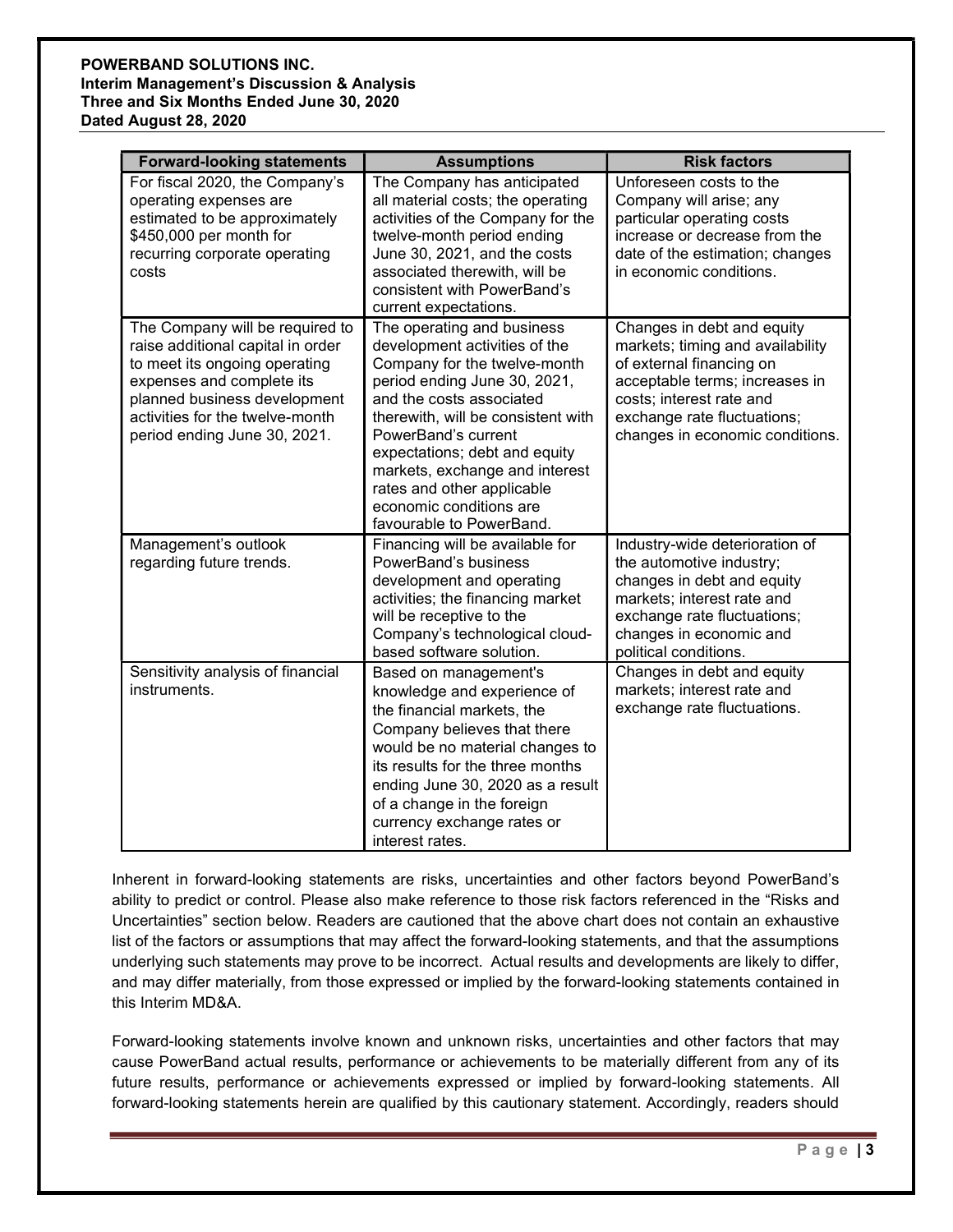| Forward-looking statements | Assumptions | Risk factors |
|---|---|---|
| For fiscal 2020, the Company's operating expenses are estimated to be approximately $450,000 per month for recurring corporate operating costs | The Company has anticipated all material costs; the operating activities of the Company for the twelve-month period ending June 30, 2021, and the costs associated therewith, will be consistent with PowerBand's current expectations. | Unforeseen costs to the Company will arise; any particular operating costs increase or decrease from the date of the estimation; changes in economic conditions. |
| The Company will be required to raise additional capital in order to meet its ongoing operating expenses and complete its planned business development activities for the twelve-month period ending June 30, 2021. | The operating and business development activities of the Company for the twelve-month period ending June 30, 2021, and the costs associated therewith, will be consistent with PowerBand's current expectations; debt and equity markets, exchange and interest rates and other applicable economic conditions are favourable to PowerBand. | Changes in debt and equity markets; timing and availability of external financing on acceptable terms; increases in costs; interest rate and exchange rate fluctuations; changes in economic conditions. |
| Management's outlook regarding future trends. | Financing will be available for PowerBand's business development and operating activities; the financing market will be receptive to the Company's technological cloud-based software solution. | Industry-wide deterioration of the automotive industry; changes in debt and equity markets; interest rate and exchange rate fluctuations; changes in economic and political conditions. |
| Sensitivity analysis of financial instruments. | Based on management's knowledge and experience of the financial markets, the Company believes that there would be no material changes to its results for the three months ending June 30, 2020 as a result of a change in the foreign currency exchange rates or interest rates. | Changes in debt and equity markets; interest rate and exchange rate fluctuations. |

Inherent in forward-looking statements are risks, uncertainties and other factors beyond PowerBand's ability to predict or control. Please also make reference to those risk factors referenced in the "Risks and Uncertainties" section below. Readers are cautioned that the above chart does not contain an exhaustive list of the factors or assumptions that may affect the forward-looking statements, and that the assumptions underlying such statements may prove to be incorrect. Actual results and developments are likely to differ, and may differ materially, from those expressed or implied by the forward-looking statements contained in this Interim MD&A.

Forward-looking statements involve known and unknown risks, uncertainties and other factors that may cause PowerBand actual results, performance or achievements to be materially different from any of its future results, performance or achievements expressed or implied by forward-looking statements. All forward-looking statements herein are qualified by this cautionary statement. Accordingly, readers should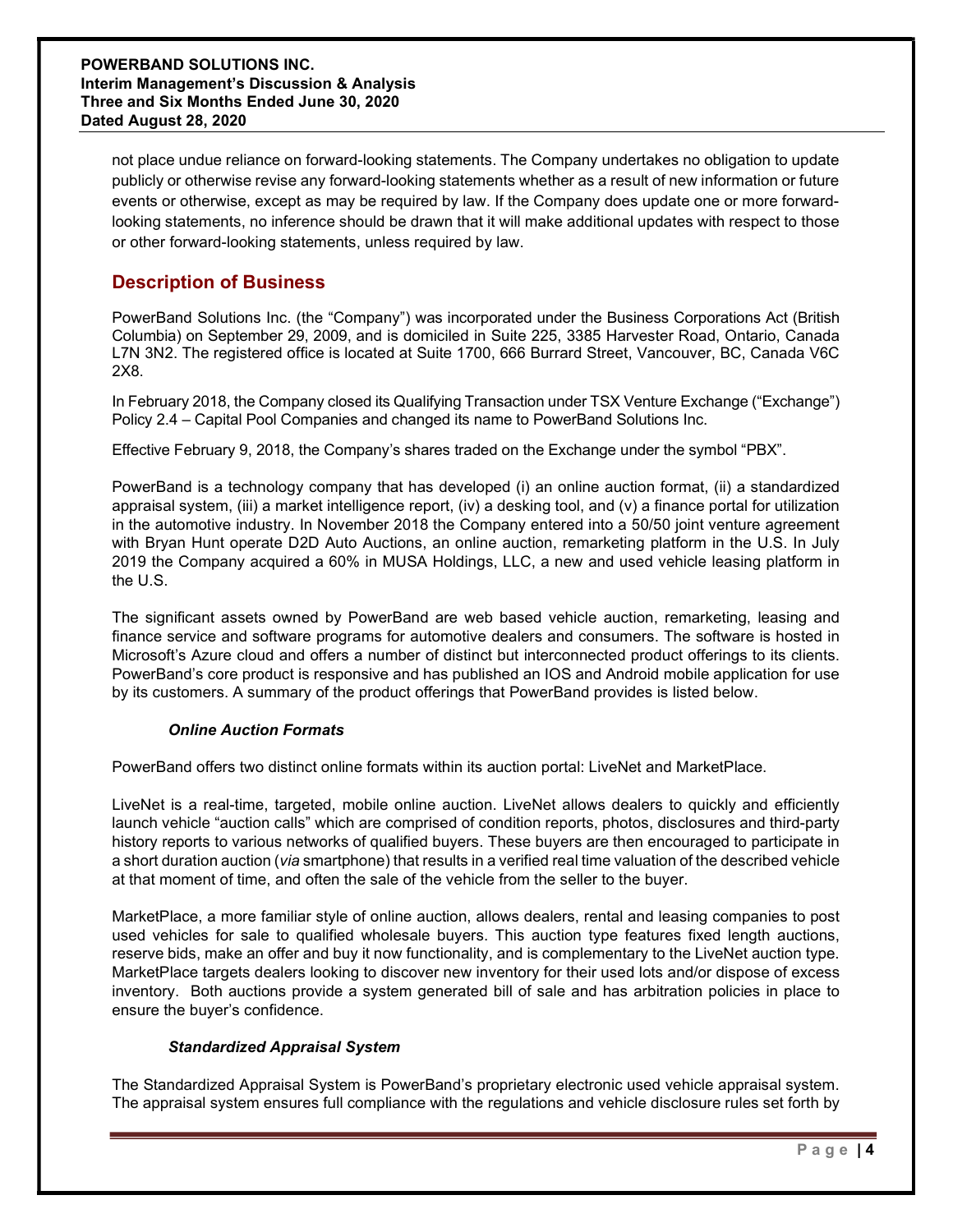not place undue reliance on forward-looking statements. The Company undertakes no obligation to update publicly or otherwise revise any forward-looking statements whether as a result of new information or future events or otherwise, except as may be required by law. If the Company does update one or more forward-looking statements, no inference should be drawn that it will make additional updates with respect to those or other forward-looking statements, unless required by law.

## Description of Business

PowerBand Solutions Inc. (the "Company") was incorporated under the Business Corporations Act (British Columbia) on September 29, 2009, and is domiciled in Suite 225, 3385 Harvester Road, Ontario, Canada L7N 3N2. The registered office is located at Suite 1700, 666 Burrard Street, Vancouver, BC, Canada V6C 2X8.

In February 2018, the Company closed its Qualifying Transaction under TSX Venture Exchange ("Exchange") Policy 2.4 – Capital Pool Companies and changed its name to PowerBand Solutions Inc.

Effective February 9, 2018, the Company's shares traded on the Exchange under the symbol "PBX".

PowerBand is a technology company that has developed (i) an online auction format, (ii) a standardized appraisal system, (iii) a market intelligence report, (iv) a desking tool, and (v) a finance portal for utilization in the automotive industry. In November 2018 the Company entered into a 50/50 joint venture agreement with Bryan Hunt operate D2D Auto Auctions, an online auction, remarketing platform in the U.S. In July 2019 the Company acquired a 60% in MUSA Holdings, LLC, a new and used vehicle leasing platform in the U.S.

The significant assets owned by PowerBand are web based vehicle auction, remarketing, leasing and finance service and software programs for automotive dealers and consumers. The software is hosted in Microsoft's Azure cloud and offers a number of distinct but interconnected product offerings to its clients. PowerBand's core product is responsive and has published an IOS and Android mobile application for use by its customers. A summary of the product offerings that PowerBand provides is listed below.

### *Online Auction Formats*

PowerBand offers two distinct online formats within its auction portal: LiveNet and MarketPlace.

LiveNet is a real-time, targeted, mobile online auction. LiveNet allows dealers to quickly and efficiently launch vehicle "auction calls" which are comprised of condition reports, photos, disclosures and third-party history reports to various networks of qualified buyers. These buyers are then encouraged to participate in a short duration auction (*via* smartphone) that results in a verified real time valuation of the described vehicle at that moment of time, and often the sale of the vehicle from the seller to the buyer.

MarketPlace, a more familiar style of online auction, allows dealers, rental and leasing companies to post used vehicles for sale to qualified wholesale buyers. This auction type features fixed length auctions, reserve bids, make an offer and buy it now functionality, and is complementary to the LiveNet auction type. MarketPlace targets dealers looking to discover new inventory for their used lots and/or dispose of excess inventory. Both auctions provide a system generated bill of sale and has arbitration policies in place to ensure the buyer's confidence.

### *Standardized Appraisal System*

The Standardized Appraisal System is PowerBand's proprietary electronic used vehicle appraisal system. The appraisal system ensures full compliance with the regulations and vehicle disclosure rules set forth by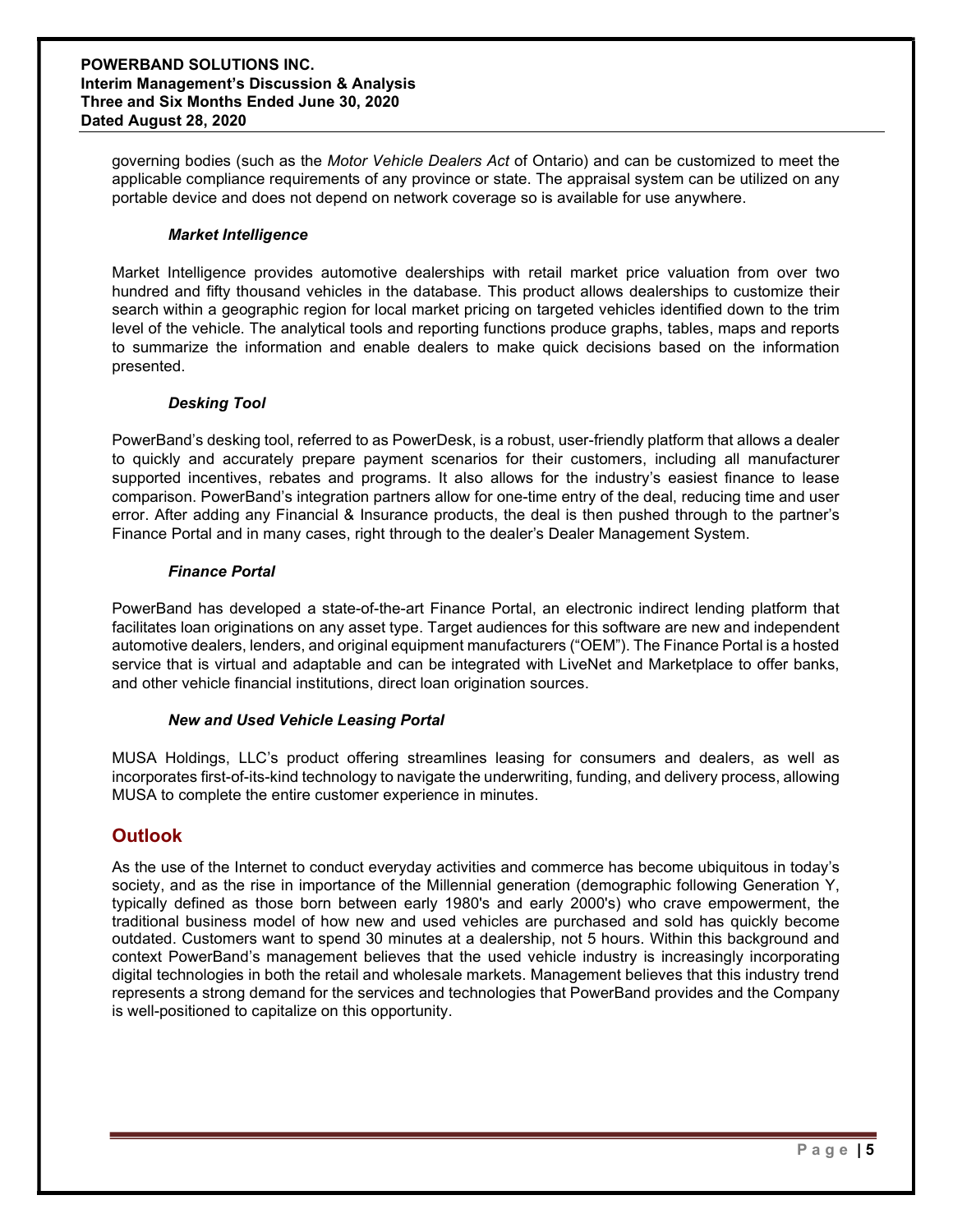governing bodies (such as the *Motor Vehicle Dealers Act* of Ontario) and can be customized to meet the applicable compliance requirements of any province or state. The appraisal system can be utilized on any portable device and does not depend on network coverage so is available for use anywhere.

#### *Market Intelligence*

Market Intelligence provides automotive dealerships with retail market price valuation from over two hundred and fifty thousand vehicles in the database. This product allows dealerships to customize their search within a geographic region for local market pricing on targeted vehicles identified down to the trim level of the vehicle. The analytical tools and reporting functions produce graphs, tables, maps and reports to summarize the information and enable dealers to make quick decisions based on the information presented.

#### *Desking Tool*

PowerBand's desking tool, referred to as PowerDesk, is a robust, user-friendly platform that allows a dealer to quickly and accurately prepare payment scenarios for their customers, including all manufacturer supported incentives, rebates and programs. It also allows for the industry's easiest finance to lease comparison. PowerBand's integration partners allow for one-time entry of the deal, reducing time and user error. After adding any Financial & Insurance products, the deal is then pushed through to the partner's Finance Portal and in many cases, right through to the dealer's Dealer Management System.

#### *Finance Portal*

PowerBand has developed a state-of-the-art Finance Portal, an electronic indirect lending platform that facilitates loan originations on any asset type. Target audiences for this software are new and independent automotive dealers, lenders, and original equipment manufacturers ("OEM"). The Finance Portal is a hosted service that is virtual and adaptable and can be integrated with LiveNet and Marketplace to offer banks, and other vehicle financial institutions, direct loan origination sources.

#### *New and Used Vehicle Leasing Portal*

MUSA Holdings, LLC's product offering streamlines leasing for consumers and dealers, as well as incorporates first-of-its-kind technology to navigate the underwriting, funding, and delivery process, allowing MUSA to complete the entire customer experience in minutes.

## Outlook

As the use of the Internet to conduct everyday activities and commerce has become ubiquitous in today's society, and as the rise in importance of the Millennial generation (demographic following Generation Y, typically defined as those born between early 1980's and early 2000's) who crave empowerment, the traditional business model of how new and used vehicles are purchased and sold has quickly become outdated. Customers want to spend 30 minutes at a dealership, not 5 hours. Within this background and context PowerBand's management believes that the used vehicle industry is increasingly incorporating digital technologies in both the retail and wholesale markets. Management believes that this industry trend represents a strong demand for the services and technologies that PowerBand provides and the Company is well-positioned to capitalize on this opportunity.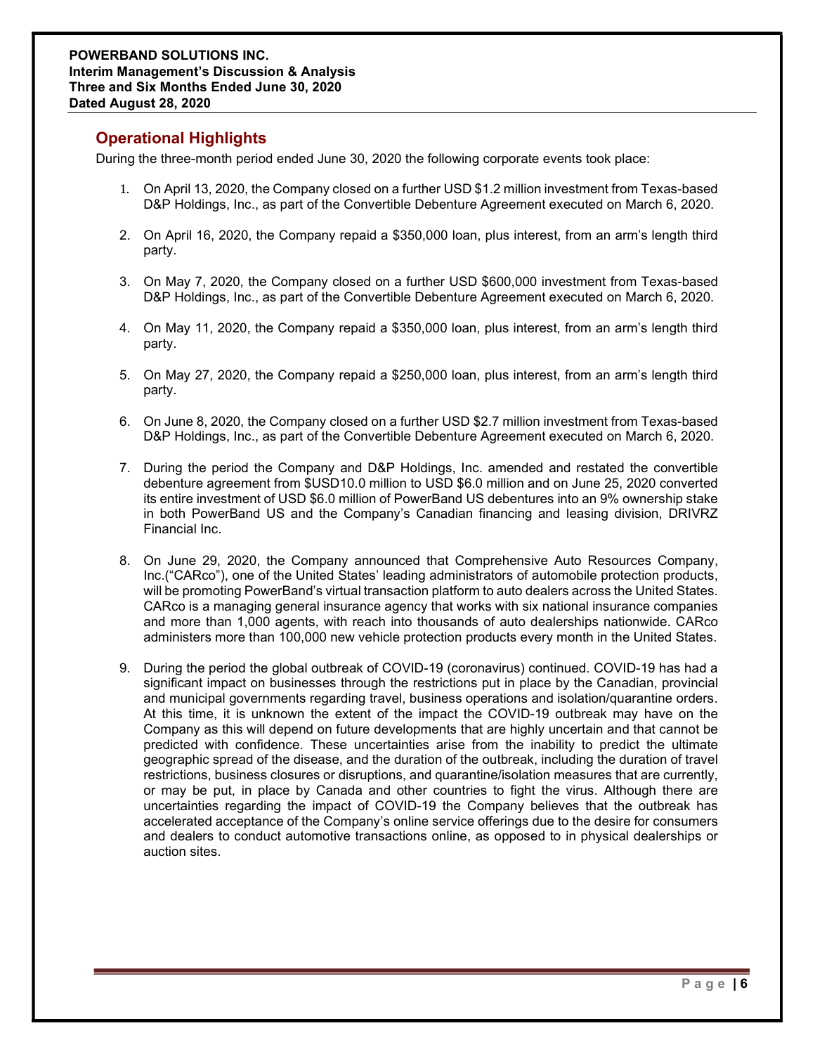## Operational Highlights

During the three-month period ended June 30, 2020 the following corporate events took place:

1. On April 13, 2020, the Company closed on a further USD $1.2 million investment from Texas-based D&P Holdings, Inc., as part of the Convertible Debenture Agreement executed on March 6, 2020.

2. On April 16, 2020, the Company repaid a $350,000 loan, plus interest, from an arm's length third party.

3. On May 7, 2020, the Company closed on a further USD $600,000 investment from Texas-based D&P Holdings, Inc., as part of the Convertible Debenture Agreement executed on March 6, 2020.

4. On May 11, 2020, the Company repaid a $350,000 loan, plus interest, from an arm's length third party.

5. On May 27, 2020, the Company repaid a $250,000 loan, plus interest, from an arm's length third party.

6. On June 8, 2020, the Company closed on a further USD $2.7 million investment from Texas-based D&P Holdings, Inc., as part of the Convertible Debenture Agreement executed on March 6, 2020.

7. During the period the Company and D&P Holdings, Inc. amended and restated the convertible debenture agreement from $USD10.0 million to USD $6.0 million and on June 25, 2020 converted its entire investment of USD $6.0 million of PowerBand US debentures into an 9% ownership stake in both PowerBand US and the Company's Canadian financing and leasing division, DRIVRZ Financial Inc.

8. On June 29, 2020, the Company announced that Comprehensive Auto Resources Company, Inc.("CARco"), one of the United States' leading administrators of automobile protection products, will be promoting PowerBand's virtual transaction platform to auto dealers across the United States. CARco is a managing general insurance agency that works with six national insurance companies and more than 1,000 agents, with reach into thousands of auto dealerships nationwide. CARco administers more than 100,000 new vehicle protection products every month in the United States.

9. During the period the global outbreak of COVID-19 (coronavirus) continued. COVID-19 has had a significant impact on businesses through the restrictions put in place by the Canadian, provincial and municipal governments regarding travel, business operations and isolation/quarantine orders. At this time, it is unknown the extent of the impact the COVID-19 outbreak may have on the Company as this will depend on future developments that are highly uncertain and that cannot be predicted with confidence. These uncertainties arise from the inability to predict the ultimate geographic spread of the disease, and the duration of the outbreak, including the duration of travel restrictions, business closures or disruptions, and quarantine/isolation measures that are currently, or may be put, in place by Canada and other countries to fight the virus. Although there are uncertainties regarding the impact of COVID-19 the Company believes that the outbreak has accelerated acceptance of the Company's online service offerings due to the desire for consumers and dealers to conduct automotive transactions online, as opposed to in physical dealerships or auction sites.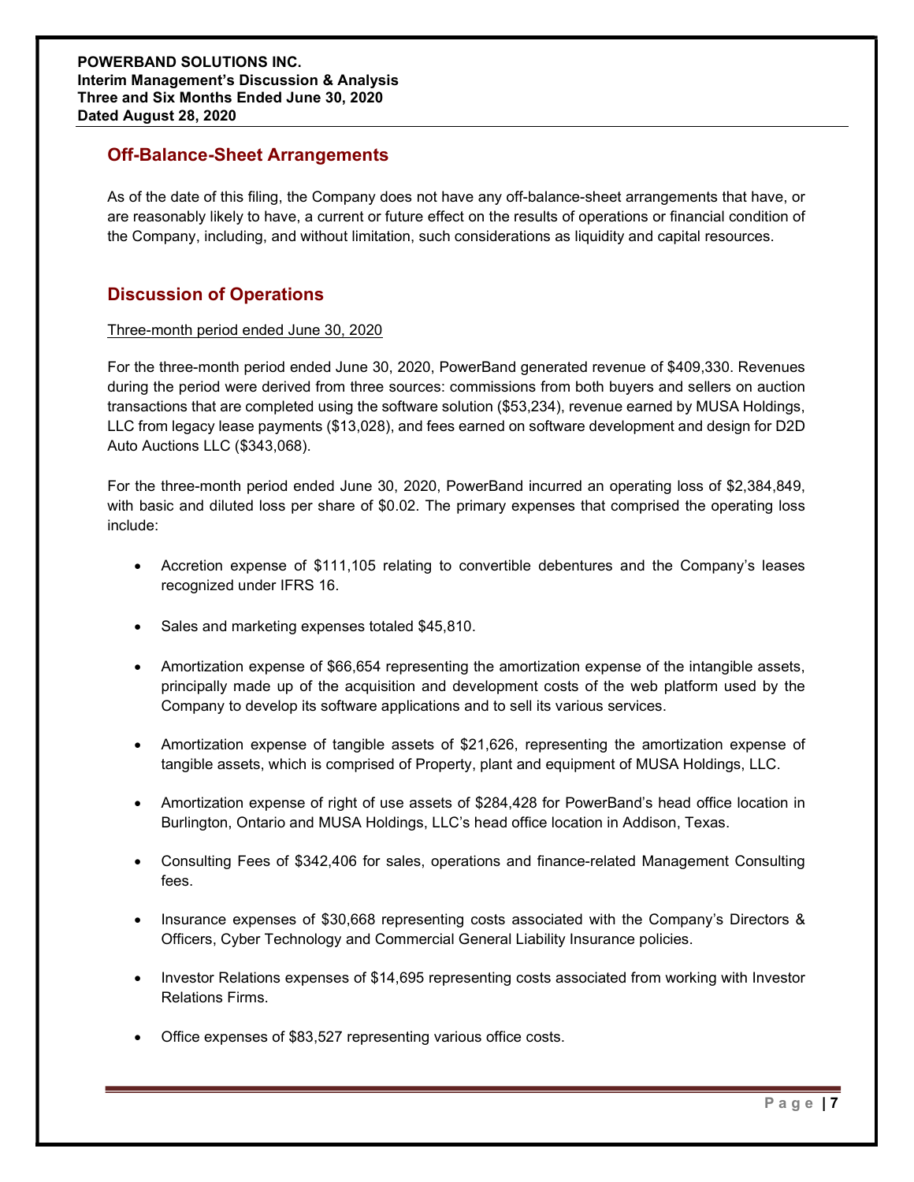## Off-Balance-Sheet Arrangements

As of the date of this filing, the Company does not have any off-balance-sheet arrangements that have, or are reasonably likely to have, a current or future effect on the results of operations or financial condition of the Company, including, and without limitation, such considerations as liquidity and capital resources.

## Discussion of Operations

Three-month period ended June 30, 2020

For the three-month period ended June 30, 2020, PowerBand generated revenue of $409,330. Revenues during the period were derived from three sources: commissions from both buyers and sellers on auction transactions that are completed using the software solution ($53,234), revenue earned by MUSA Holdings, LLC from legacy lease payments ($13,028), and fees earned on software development and design for D2D Auto Auctions LLC ($343,068).

For the three-month period ended June 30, 2020, PowerBand incurred an operating loss of $2,384,849, with basic and diluted loss per share of $0.02. The primary expenses that comprised the operating loss include:

- Accretion expense of $111,105 relating to convertible debentures and the Company's leases recognized under IFRS 16.
- Sales and marketing expenses totaled $45,810.
- Amortization expense of $66,654 representing the amortization expense of the intangible assets, principally made up of the acquisition and development costs of the web platform used by the Company to develop its software applications and to sell its various services.
- Amortization expense of tangible assets of $21,626, representing the amortization expense of tangible assets, which is comprised of Property, plant and equipment of MUSA Holdings, LLC.
- Amortization expense of right of use assets of $284,428 for PowerBand's head office location in Burlington, Ontario and MUSA Holdings, LLC's head office location in Addison, Texas.
- Consulting Fees of $342,406 for sales, operations and finance-related Management Consulting fees.
- Insurance expenses of $30,668 representing costs associated with the Company's Directors & Officers, Cyber Technology and Commercial General Liability Insurance policies.
- Investor Relations expenses of $14,695 representing costs associated from working with Investor Relations Firms.
- Office expenses of $83,527 representing various office costs.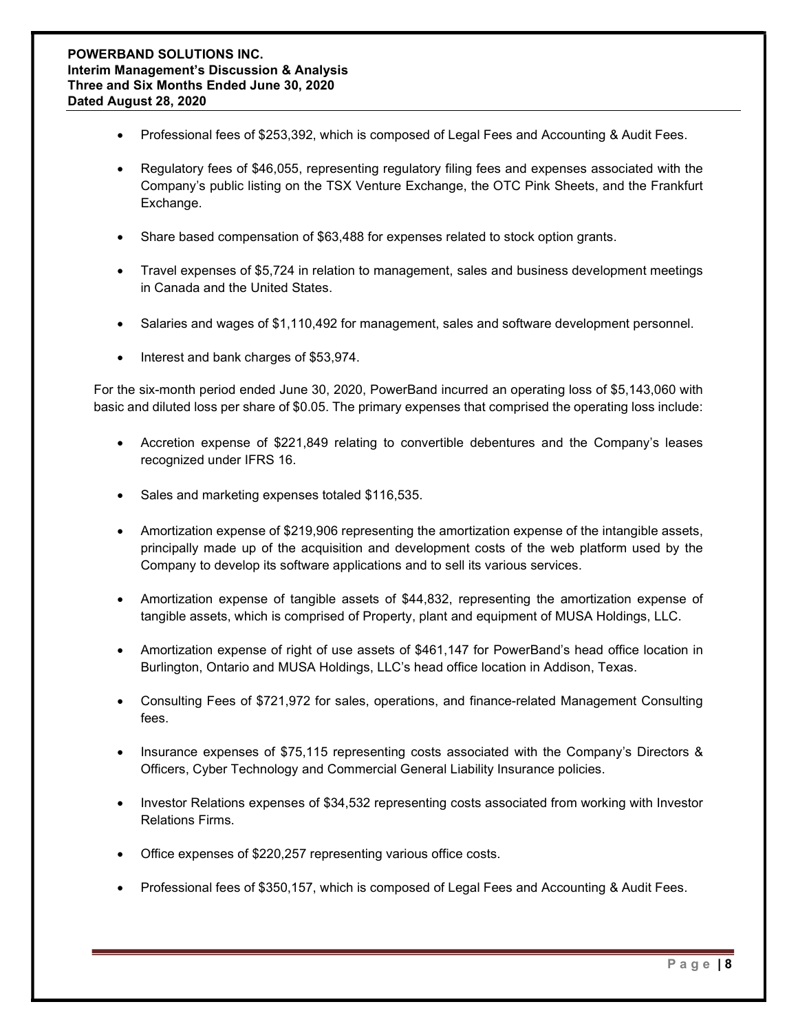- Professional fees of $253,392, which is composed of Legal Fees and Accounting & Audit Fees.
- Regulatory fees of $46,055, representing regulatory filing fees and expenses associated with the Company's public listing on the TSX Venture Exchange, the OTC Pink Sheets, and the Frankfurt Exchange.
- Share based compensation of $63,488 for expenses related to stock option grants.
- Travel expenses of $5,724 in relation to management, sales and business development meetings in Canada and the United States.
- Salaries and wages of $1,110,492 for management, sales and software development personnel.
- Interest and bank charges of $53,974.

For the six-month period ended June 30, 2020, PowerBand incurred an operating loss of $5,143,060 with basic and diluted loss per share of $0.05. The primary expenses that comprised the operating loss include:

- Accretion expense of $221,849 relating to convertible debentures and the Company's leases recognized under IFRS 16.
- Sales and marketing expenses totaled $116,535.
- Amortization expense of $219,906 representing the amortization expense of the intangible assets, principally made up of the acquisition and development costs of the web platform used by the Company to develop its software applications and to sell its various services.
- Amortization expense of tangible assets of $44,832, representing the amortization expense of tangible assets, which is comprised of Property, plant and equipment of MUSA Holdings, LLC.
- Amortization expense of right of use assets of $461,147 for PowerBand's head office location in Burlington, Ontario and MUSA Holdings, LLC's head office location in Addison, Texas.
- Consulting Fees of $721,972 for sales, operations, and finance-related Management Consulting fees.
- Insurance expenses of $75,115 representing costs associated with the Company's Directors & Officers, Cyber Technology and Commercial General Liability Insurance policies.
- Investor Relations expenses of $34,532 representing costs associated from working with Investor Relations Firms.
- Office expenses of $220,257 representing various office costs.
- Professional fees of $350,157, which is composed of Legal Fees and Accounting & Audit Fees.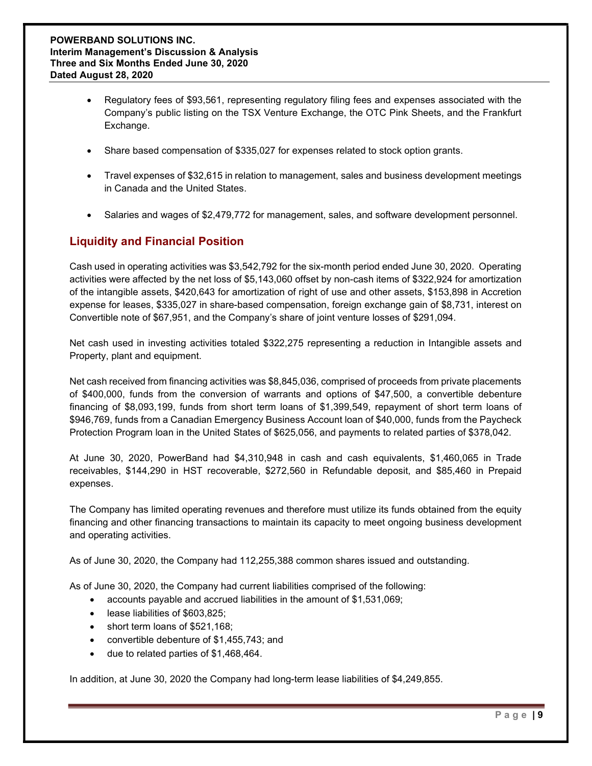- Regulatory fees of $93,561, representing regulatory filing fees and expenses associated with the Company's public listing on the TSX Venture Exchange, the OTC Pink Sheets, and the Frankfurt Exchange.

- Share based compensation of $335,027 for expenses related to stock option grants.

- Travel expenses of $32,615 in relation to management, sales and business development meetings in Canada and the United States.

- Salaries and wages of $2,479,772 for management, sales, and software development personnel.

## Liquidity and Financial Position

Cash used in operating activities was $3,542,792 for the six-month period ended June 30, 2020. Operating activities were affected by the net loss of $5,143,060 offset by non-cash items of $322,924 for amortization of the intangible assets, $420,643 for amortization of right of use and other assets, $153,898 in Accretion expense for leases, $335,027 in share-based compensation, foreign exchange gain of $8,731, interest on Convertible note of $67,951, and the Company's share of joint venture losses of $291,094.

Net cash used in investing activities totaled $322,275 representing a reduction in Intangible assets and Property, plant and equipment.

Net cash received from financing activities was $8,845,036, comprised of proceeds from private placements of $400,000, funds from the conversion of warrants and options of $47,500, a convertible debenture financing of $8,093,199, funds from short term loans of $1,399,549, repayment of short term loans of $946,769, funds from a Canadian Emergency Business Account loan of $40,000, funds from the Paycheck Protection Program loan in the United States of $625,056, and payments to related parties of $378,042.

At June 30, 2020, PowerBand had $4,310,948 in cash and cash equivalents, $1,460,065 in Trade receivables, $144,290 in HST recoverable, $272,560 in Refundable deposit, and $85,460 in Prepaid expenses.

The Company has limited operating revenues and therefore must utilize its funds obtained from the equity financing and other financing transactions to maintain its capacity to meet ongoing business development and operating activities.

As of June 30, 2020, the Company had 112,255,388 common shares issued and outstanding.

As of June 30, 2020, the Company had current liabilities comprised of the following:

- accounts payable and accrued liabilities in the amount of $1,531,069;
- lease liabilities of $603,825;
- short term loans of $521,168;
- convertible debenture of $1,455,743; and
- due to related parties of $1,468,464.

In addition, at June 30, 2020 the Company had long-term lease liabilities of $4,249,855.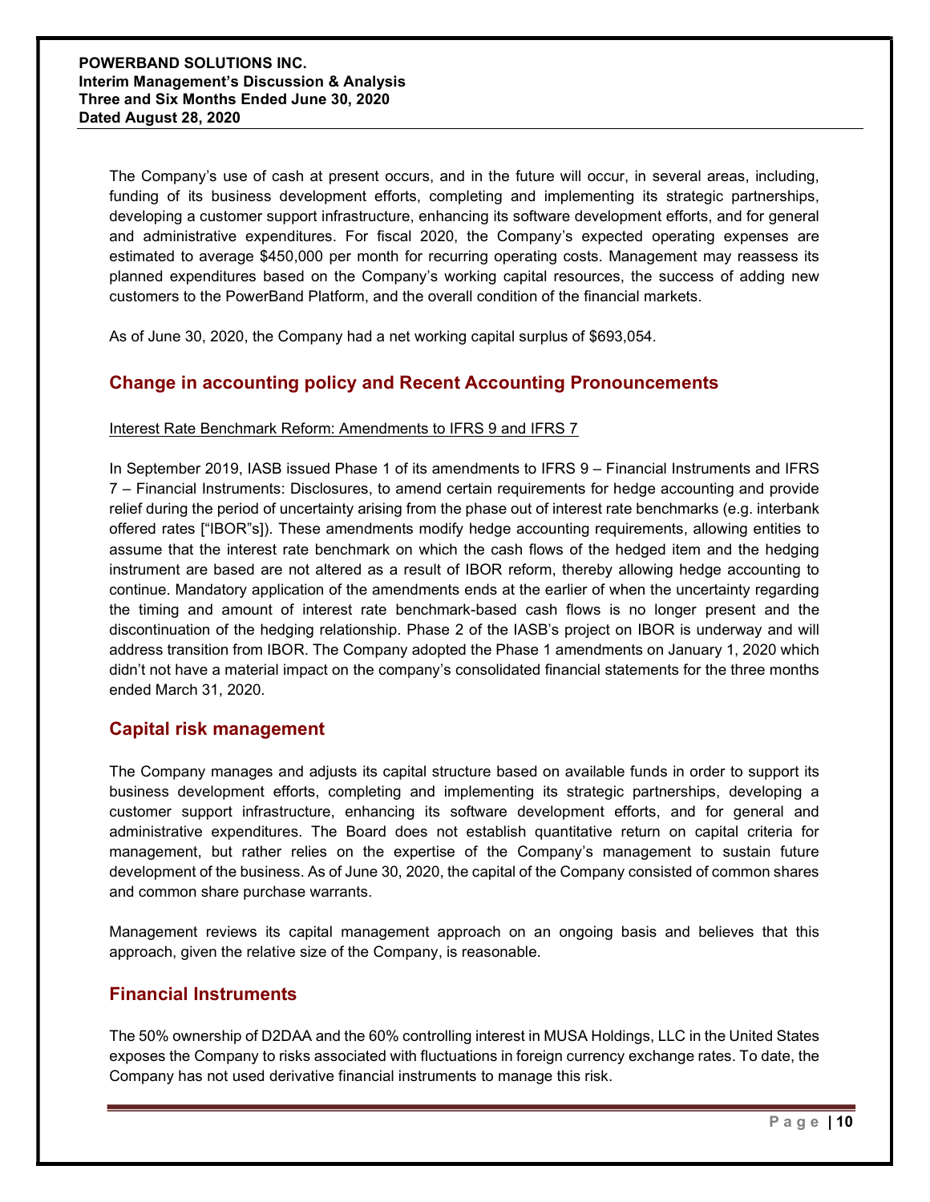The Company's use of cash at present occurs, and in the future will occur, in several areas, including, funding of its business development efforts, completing and implementing its strategic partnerships, developing a customer support infrastructure, enhancing its software development efforts, and for general and administrative expenditures. For fiscal 2020, the Company's expected operating expenses are estimated to average $450,000 per month for recurring operating costs. Management may reassess its planned expenditures based on the Company's working capital resources, the success of adding new customers to the PowerBand Platform, and the overall condition of the financial markets.

As of June 30, 2020, the Company had a net working capital surplus of $693,054.

## Change in accounting policy and Recent Accounting Pronouncements

Interest Rate Benchmark Reform: Amendments to IFRS 9 and IFRS 7

In September 2019, IASB issued Phase 1 of its amendments to IFRS 9 – Financial Instruments and IFRS 7 – Financial Instruments: Disclosures, to amend certain requirements for hedge accounting and provide relief during the period of uncertainty arising from the phase out of interest rate benchmarks (e.g. interbank offered rates ["IBOR"s]). These amendments modify hedge accounting requirements, allowing entities to assume that the interest rate benchmark on which the cash flows of the hedged item and the hedging instrument are based are not altered as a result of IBOR reform, thereby allowing hedge accounting to continue. Mandatory application of the amendments ends at the earlier of when the uncertainty regarding the timing and amount of interest rate benchmark-based cash flows is no longer present and the discontinuation of the hedging relationship. Phase 2 of the IASB's project on IBOR is underway and will address transition from IBOR. The Company adopted the Phase 1 amendments on January 1, 2020 which didn't not have a material impact on the company's consolidated financial statements for the three months ended March 31, 2020.

## Capital risk management

The Company manages and adjusts its capital structure based on available funds in order to support its business development efforts, completing and implementing its strategic partnerships, developing a customer support infrastructure, enhancing its software development efforts, and for general and administrative expenditures. The Board does not establish quantitative return on capital criteria for management, but rather relies on the expertise of the Company's management to sustain future development of the business. As of June 30, 2020, the capital of the Company consisted of common shares and common share purchase warrants.

Management reviews its capital management approach on an ongoing basis and believes that this approach, given the relative size of the Company, is reasonable.

## Financial Instruments

The 50% ownership of D2DAA and the 60% controlling interest in MUSA Holdings, LLC in the United States exposes the Company to risks associated with fluctuations in foreign currency exchange rates. To date, the Company has not used derivative financial instruments to manage this risk.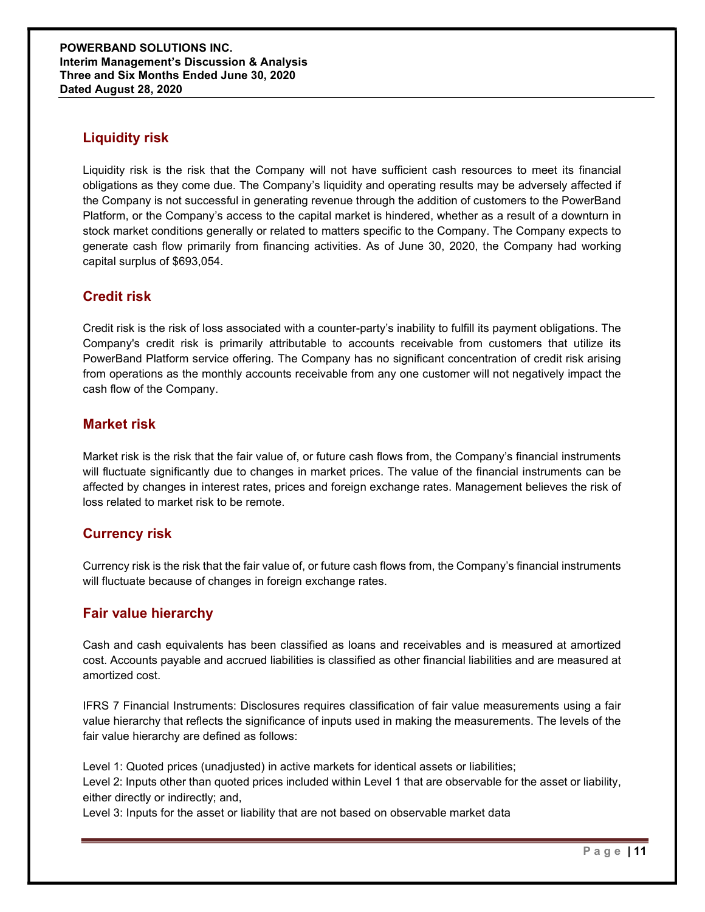## Liquidity risk

Liquidity risk is the risk that the Company will not have sufficient cash resources to meet its financial obligations as they come due. The Company's liquidity and operating results may be adversely affected if the Company is not successful in generating revenue through the addition of customers to the PowerBand Platform, or the Company's access to the capital market is hindered, whether as a result of a downturn in stock market conditions generally or related to matters specific to the Company. The Company expects to generate cash flow primarily from financing activities. As of June 30, 2020, the Company had working capital surplus of $693,054.

## Credit risk

Credit risk is the risk of loss associated with a counter-party's inability to fulfill its payment obligations. The Company's credit risk is primarily attributable to accounts receivable from customers that utilize its PowerBand Platform service offering. The Company has no significant concentration of credit risk arising from operations as the monthly accounts receivable from any one customer will not negatively impact the cash flow of the Company.

## Market risk

Market risk is the risk that the fair value of, or future cash flows from, the Company's financial instruments will fluctuate significantly due to changes in market prices. The value of the financial instruments can be affected by changes in interest rates, prices and foreign exchange rates. Management believes the risk of loss related to market risk to be remote.

## Currency risk

Currency risk is the risk that the fair value of, or future cash flows from, the Company's financial instruments will fluctuate because of changes in foreign exchange rates.

## Fair value hierarchy

Cash and cash equivalents has been classified as loans and receivables and is measured at amortized cost. Accounts payable and accrued liabilities is classified as other financial liabilities and are measured at amortized cost.

IFRS 7 Financial Instruments: Disclosures requires classification of fair value measurements using a fair value hierarchy that reflects the significance of inputs used in making the measurements. The levels of the fair value hierarchy are defined as follows:

Level 1: Quoted prices (unadjusted) in active markets for identical assets or liabilities;
Level 2: Inputs other than quoted prices included within Level 1 that are observable for the asset or liability, either directly or indirectly; and,
Level 3: Inputs for the asset or liability that are not based on observable market data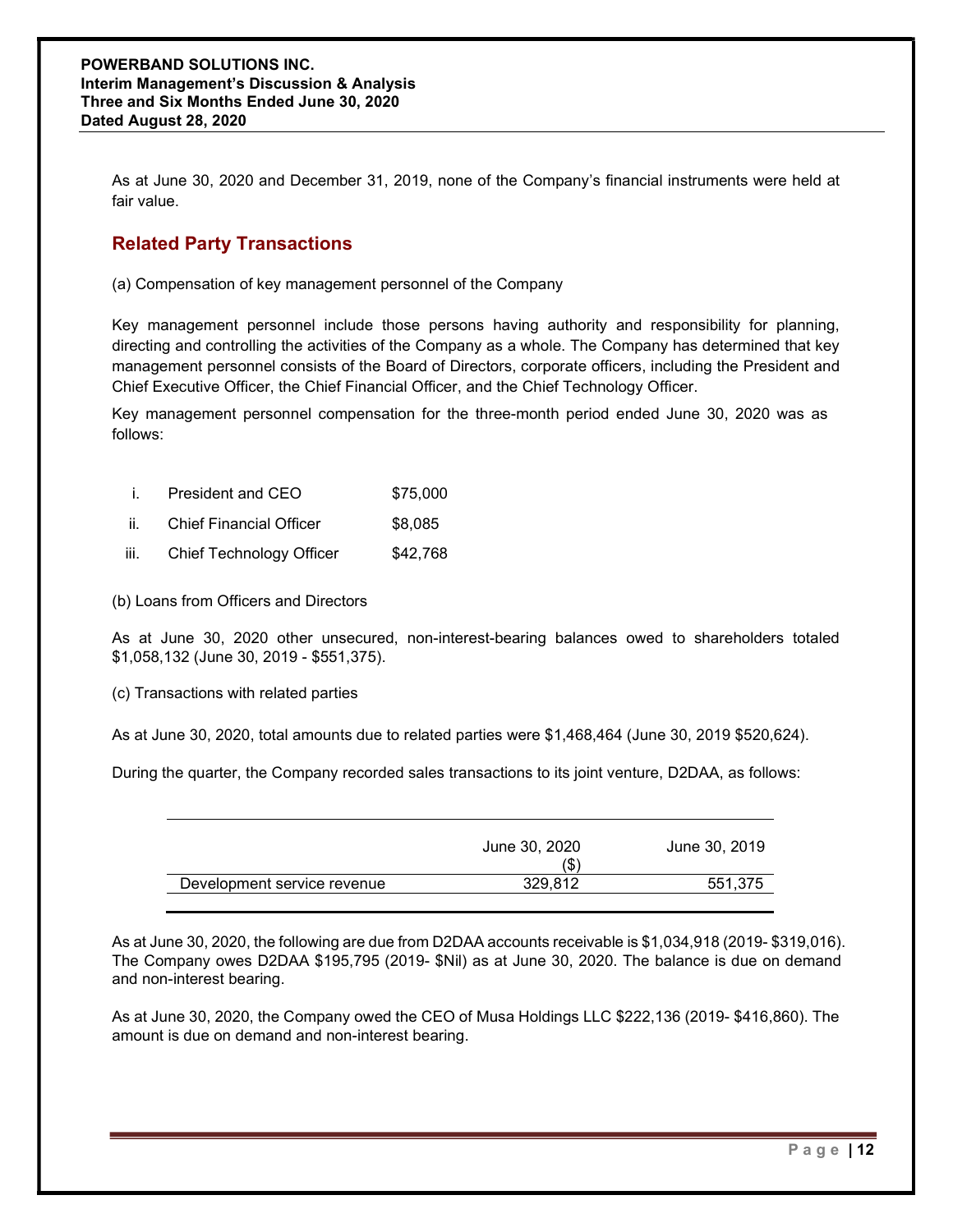As at June 30, 2020 and December 31, 2019, none of the Company's financial instruments were held at fair value.

## Related Party Transactions

(a) Compensation of key management personnel of the Company

Key management personnel include those persons having authority and responsibility for planning, directing and controlling the activities of the Company as a whole. The Company has determined that key management personnel consists of the Board of Directors, corporate officers, including the President and Chief Executive Officer, the Chief Financial Officer, and the Chief Technology Officer.

Key management personnel compensation for the three-month period ended June 30, 2020 was as follows:

| | | |
|---|---|---|
| i. | President and CEO | $75,000 |
| ii. | Chief Financial Officer | $8,085 |
| iii. | Chief Technology Officer | $42,768 |

(b) Loans from Officers and Directors

As at June 30, 2020 other unsecured, non-interest-bearing balances owed to shareholders totaled $1,058,132 (June 30, 2019 - $551,375).

(c) Transactions with related parties

As at June 30, 2020, total amounts due to related parties were $1,468,464 (June 30, 2019 $520,624).

During the quarter, the Company recorded sales transactions to its joint venture, D2DAA, as follows:

| | June 30, 2020 ($) | June 30, 2019 |
|---|---|---|
| Development service revenue | 329,812 | 551,375 |

As at June 30, 2020, the following are due from D2DAA accounts receivable is $1,034,918 (2019- $319,016). The Company owes D2DAA $195,795 (2019- $Nil) as at June 30, 2020. The balance is due on demand and non-interest bearing.

As at June 30, 2020, the Company owed the CEO of Musa Holdings LLC $222,136 (2019- $416,860). The amount is due on demand and non-interest bearing.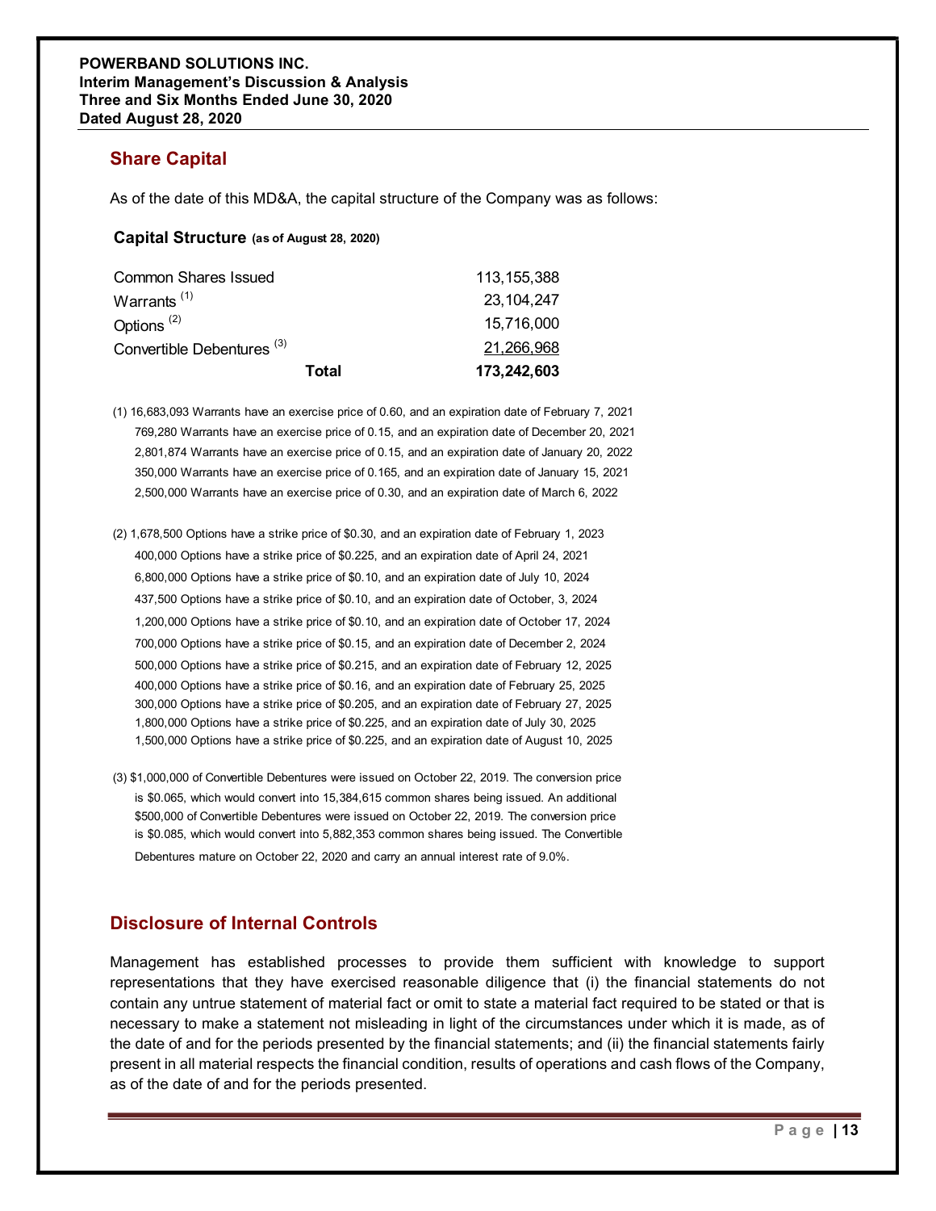## Share Capital

As of the date of this MD&A, the capital structure of the Company was as follows:

### Capital Structure (as of August 28, 2020)

| | |
|---|---|
| Common Shares Issued | 113,155,388 |
| Warrants [1] | 23,104,247 |
| Options [2] | 15,716,000 |
| Convertible Debentures [3] | 21,266,968 |
| **Total** | **173,242,603** |

(1) 16,683,093 Warrants have an exercise price of 0.60, and an expiration date of February 7, 2021
769,280 Warrants have an exercise price of 0.15, and an expiration date of December 20, 2021
2,801,874 Warrants have an exercise price of 0.15, and an expiration date of January 20, 2022
350,000 Warrants have an exercise price of 0.165, and an expiration date of January 15, 2021
2,500,000 Warrants have an exercise price of 0.30, and an expiration date of March 6, 2022

(2) 1,678,500 Options have a strike price of $0.30, and an expiration date of February 1, 2023
400,000 Options have a strike price of $0.225, and an expiration date of April 24, 2021
6,800,000 Options have a strike price of $0.10, and an expiration date of July 10, 2024
437,500 Options have a strike price of $0.10, and an expiration date of October, 3, 2024
1,200,000 Options have a strike price of $0.10, and an expiration date of October 17, 2024
700,000 Options have a strike price of $0.15, and an expiration date of December 2, 2024
500,000 Options have a strike price of $0.215, and an expiration date of February 12, 2025
400,000 Options have a strike price of $0.16, and an expiration date of February 25, 2025
300,000 Options have a strike price of $0.205, and an expiration date of February 27, 2025
1,800,000 Options have a strike price of $0.225, and an expiration date of July 30, 2025
1,500,000 Options have a strike price of $0.225, and an expiration date of August 10, 2025

(3) $1,000,000 of Convertible Debentures were issued on October 22, 2019. The conversion price is $0.065, which would convert into 15,384,615 common shares being issued. An additional $500,000 of Convertible Debentures were issued on October 22, 2019. The conversion price is $0.085, which would convert into 5,882,353 common shares being issued. The Convertible Debentures mature on October 22, 2020 and carry an annual interest rate of 9.0%.

## Disclosure of Internal Controls

Management has established processes to provide them sufficient with knowledge to support representations that they have exercised reasonable diligence that (i) the financial statements do not contain any untrue statement of material fact or omit to state a material fact required to be stated or that is necessary to make a statement not misleading in light of the circumstances under which it is made, as of the date of and for the periods presented by the financial statements; and (ii) the financial statements fairly present in all material respects the financial condition, results of operations and cash flows of the Company, as of the date of and for the periods presented.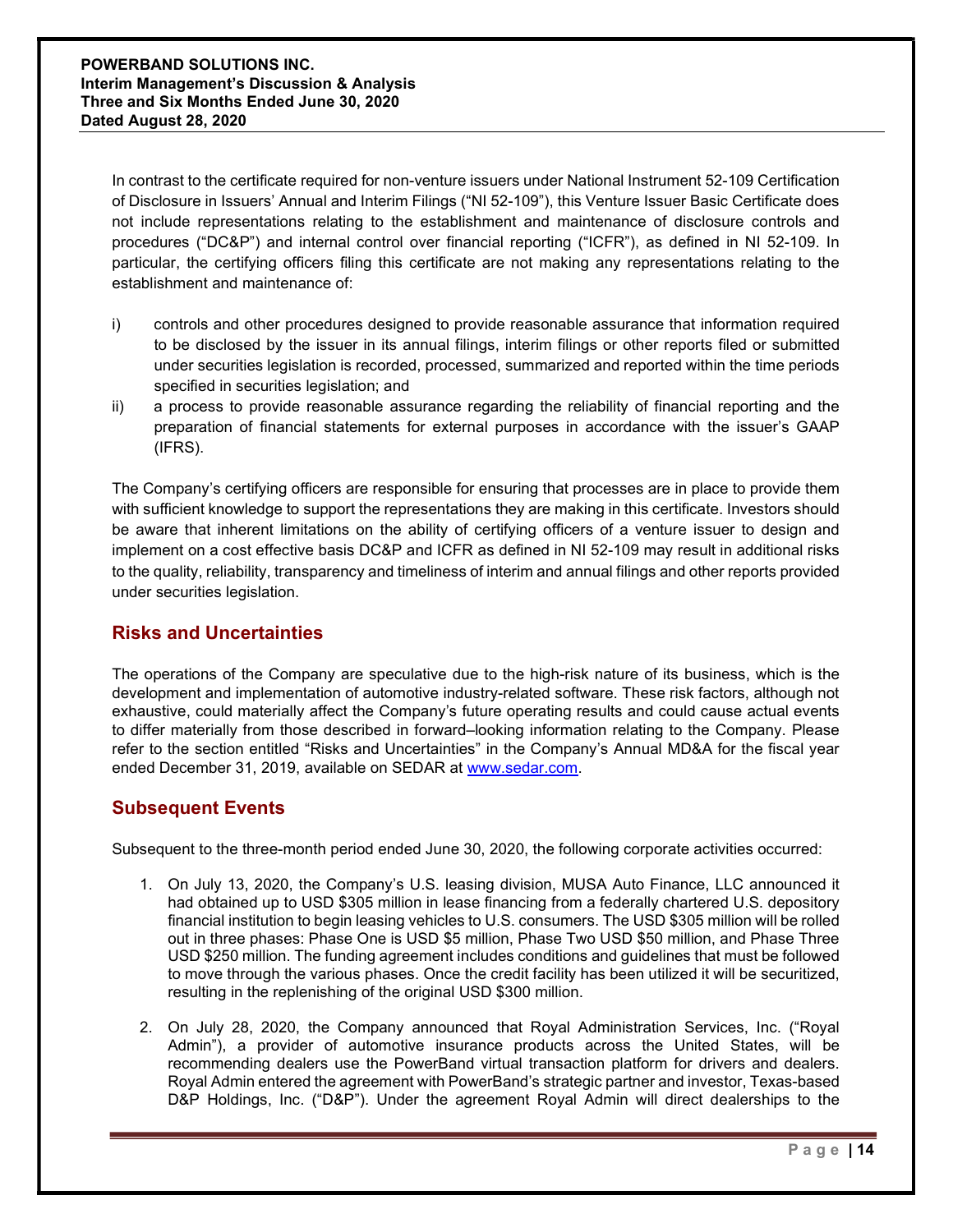In contrast to the certificate required for non-venture issuers under National Instrument 52-109 Certification of Disclosure in Issuers' Annual and Interim Filings ("NI 52-109"), this Venture Issuer Basic Certificate does not include representations relating to the establishment and maintenance of disclosure controls and procedures ("DC&P") and internal control over financial reporting ("ICFR"), as defined in NI 52-109. In particular, the certifying officers filing this certificate are not making any representations relating to the establishment and maintenance of:

i) controls and other procedures designed to provide reasonable assurance that information required to be disclosed by the issuer in its annual filings, interim filings or other reports filed or submitted under securities legislation is recorded, processed, summarized and reported within the time periods specified in securities legislation; and
ii) a process to provide reasonable assurance regarding the reliability of financial reporting and the preparation of financial statements for external purposes in accordance with the issuer's GAAP (IFRS).

The Company's certifying officers are responsible for ensuring that processes are in place to provide them with sufficient knowledge to support the representations they are making in this certificate. Investors should be aware that inherent limitations on the ability of certifying officers of a venture issuer to design and implement on a cost effective basis DC&P and ICFR as defined in NI 52-109 may result in additional risks to the quality, reliability, transparency and timeliness of interim and annual filings and other reports provided under securities legislation.

## Risks and Uncertainties

The operations of the Company are speculative due to the high-risk nature of its business, which is the development and implementation of automotive industry-related software. These risk factors, although not exhaustive, could materially affect the Company's future operating results and could cause actual events to differ materially from those described in forward–looking information relating to the Company. Please refer to the section entitled "Risks and Uncertainties" in the Company's Annual MD&A for the fiscal year ended December 31, 2019, available on SEDAR at www.sedar.com.

## Subsequent Events

Subsequent to the three-month period ended June 30, 2020, the following corporate activities occurred:

1. On July 13, 2020, the Company's U.S. leasing division, MUSA Auto Finance, LLC announced it had obtained up to USD $305 million in lease financing from a federally chartered U.S. depository financial institution to begin leasing vehicles to U.S. consumers. The USD $305 million will be rolled out in three phases: Phase One is USD $5 million, Phase Two USD $50 million, and Phase Three USD $250 million. The funding agreement includes conditions and guidelines that must be followed to move through the various phases. Once the credit facility has been utilized it will be securitized, resulting in the replenishing of the original USD $300 million.

2. On July 28, 2020, the Company announced that Royal Administration Services, Inc. ("Royal Admin"), a provider of automotive insurance products across the United States, will be recommending dealers use the PowerBand virtual transaction platform for drivers and dealers. Royal Admin entered the agreement with PowerBand's strategic partner and investor, Texas-based D&P Holdings, Inc. ("D&P"). Under the agreement Royal Admin will direct dealerships to the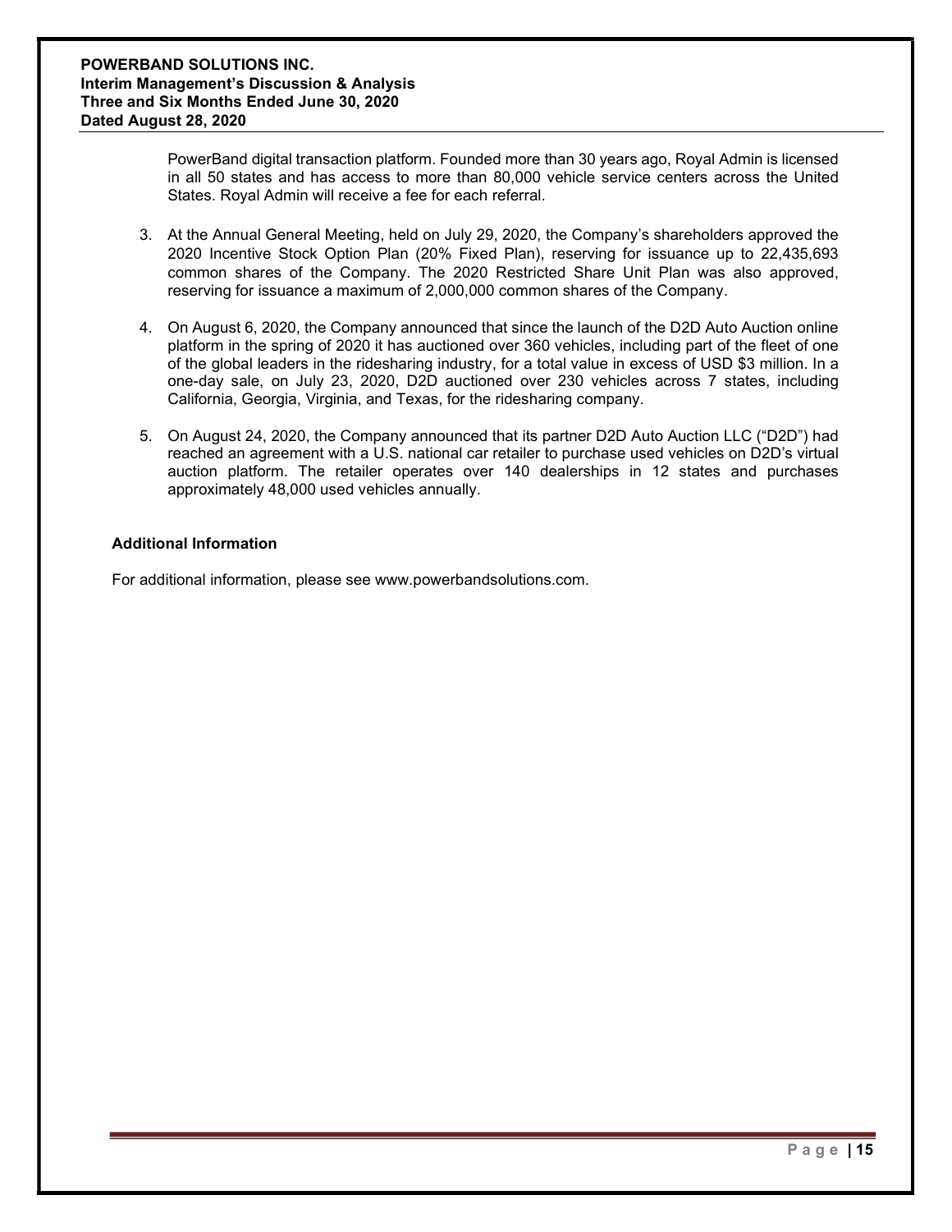PowerBand digital transaction platform. Founded more than 30 years ago, Royal Admin is licensed in all 50 states and has access to more than 80,000 vehicle service centers across the United States. Royal Admin will receive a fee for each referral.

3. At the Annual General Meeting, held on July 29, 2020, the Company's shareholders approved the 2020 Incentive Stock Option Plan (20% Fixed Plan), reserving for issuance up to 22,435,693 common shares of the Company. The 2020 Restricted Share Unit Plan was also approved, reserving for issuance a maximum of 2,000,000 common shares of the Company.

4. On August 6, 2020, the Company announced that since the launch of the D2D Auto Auction online platform in the spring of 2020 it has auctioned over 360 vehicles, including part of the fleet of one of the global leaders in the ridesharing industry, for a total value in excess of USD $3 million. In a one-day sale, on July 23, 2020, D2D auctioned over 230 vehicles across 7 states, including California, Georgia, Virginia, and Texas, for the ridesharing company.

5. On August 24, 2020, the Company announced that its partner D2D Auto Auction LLC ("D2D") had reached an agreement with a U.S. national car retailer to purchase used vehicles on D2D's virtual auction platform. The retailer operates over 140 dealerships in 12 states and purchases approximately 48,000 used vehicles annually.

### Additional Information

For additional information, please see www.powerbandsolutions.com.